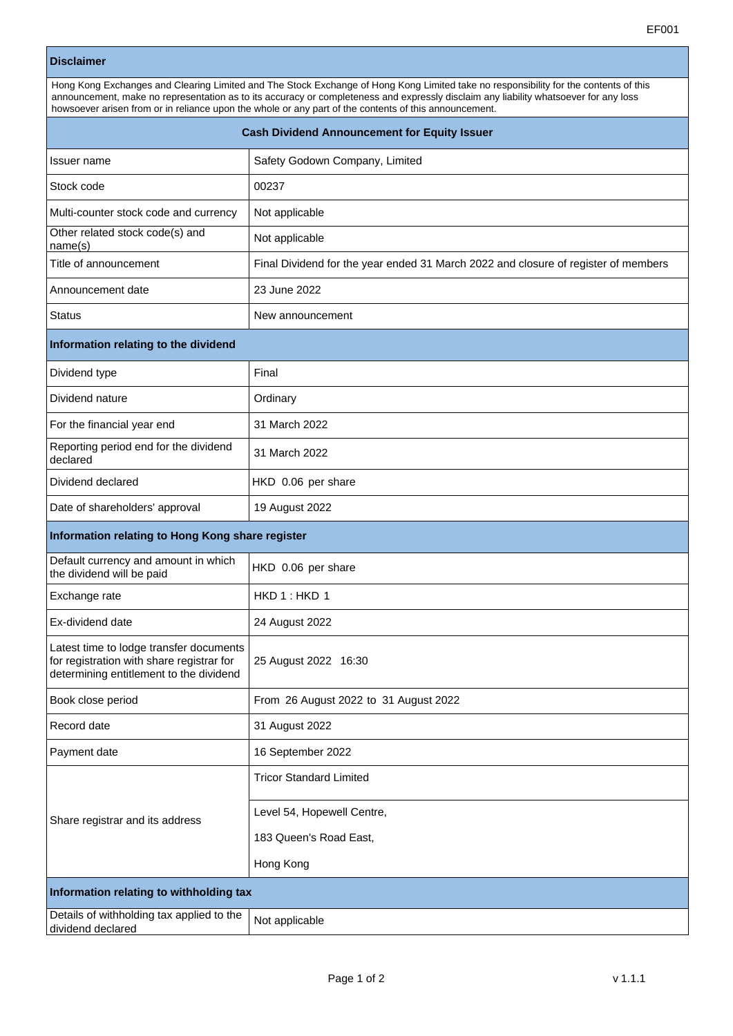EF001

## Disclaimer

Hong Kong Exchanges and Clearing Limited and The Stock Exchange of Hong Kong Limited take no responsibility for the contents of this announcement, make no representation as to its accuracy or completeness and expressly disclaim any liability whatsoever for any loss howsoever arisen from or in reliance upon the whole or any part of the contents of this announcement.

## Cash Dividend Announcement for Equity Issuer

| | |
|---|---|
| Issuer name | Safety Godown Company, Limited |
| Stock code | 00237 |
| Multi-counter stock code and currency | Not applicable |
| Other related stock code(s) and name(s) | Not applicable |
| Title of announcement | Final Dividend for the year ended 31 March 2022 and closure of register of members |
| Announcement date | 23 June 2022 |
| Status | New announcement |

### Information relating to the dividend

| | |
|---|---|
| Dividend type | Final |
| Dividend nature | Ordinary |
| For the financial year end | 31 March 2022 |
| Reporting period end for the dividend declared | 31 March 2022 |
| Dividend declared | HKD 0.06 per share |
| Date of shareholders' approval | 19 August 2022 |

### Information relating to Hong Kong share register

| | |
|---|---|
| Default currency and amount in which the dividend will be paid | HKD 0.06 per share |
| Exchange rate | HKD 1 : HKD 1 |
| Ex-dividend date | 24 August 2022 |
| Latest time to lodge transfer documents for registration with share registrar for determining entitlement to the dividend | 25 August 2022 16:30 |
| Book close period | From 26 August 2022 to 31 August 2022 |
| Record date | 31 August 2022 |
| Payment date | 16 September 2022 |
| Share registrar and its address | Tricor Standard Limited<br>Level 54, Hopewell Centre,<br>183 Queen's Road East,<br>Hong Kong |

### Information relating to withholding tax

| | |
|---|---|
| Details of withholding tax applied to the dividend declared | Not applicable |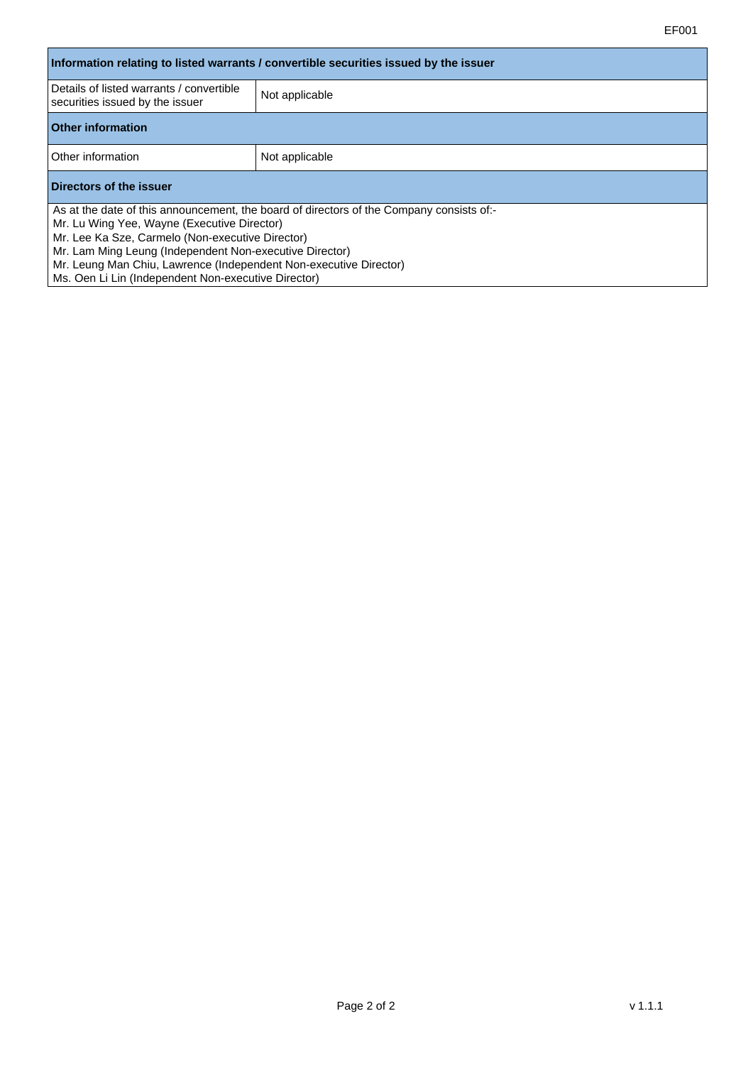## Information relating to listed warrants / convertible securities issued by the issuer

| | |
|---|---|
| Details of listed warrants / convertible securities issued by the issuer | Not applicable |

## Other information

| | |
|---|---|
| Other information | Not applicable |

## Directors of the issuer

As at the date of this announcement, the board of directors of the Company consists of:-
Mr. Lu Wing Yee, Wayne (Executive Director)
Mr. Lee Ka Sze, Carmelo (Non-executive Director)
Mr. Lam Ming Leung (Independent Non-executive Director)
Mr. Leung Man Chiu, Lawrence (Independent Non-executive Director)
Ms. Oen Li Lin (Independent Non-executive Director)